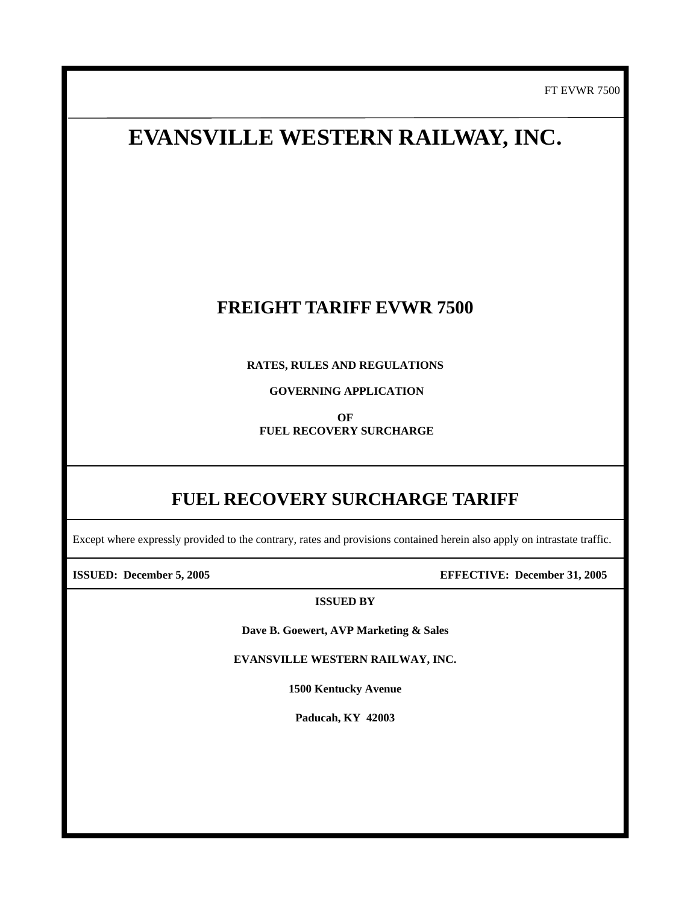FT EVWR 7500

# EVANSVILLE WESTERN RAILWAY, INC.

## FREIGHT TARIFF EVWR 7500

**RATES, RULES AND REGULATIONS**

**GOVERNING APPLICATION**

**OF**
**FUEL RECOVERY SURCHARGE**

## FUEL RECOVERY SURCHARGE TARIFF

Except where expressly provided to the contrary, rates and provisions contained herein also apply on intrastate traffic.

**ISSUED: December 5, 2005** **EFFECTIVE: December 31, 2005**

**ISSUED BY**

**Dave B. Goewert, AVP Marketing & Sales**

**EVANSVILLE WESTERN RAILWAY, INC.**

**1500 Kentucky Avenue**

**Paducah, KY 42003**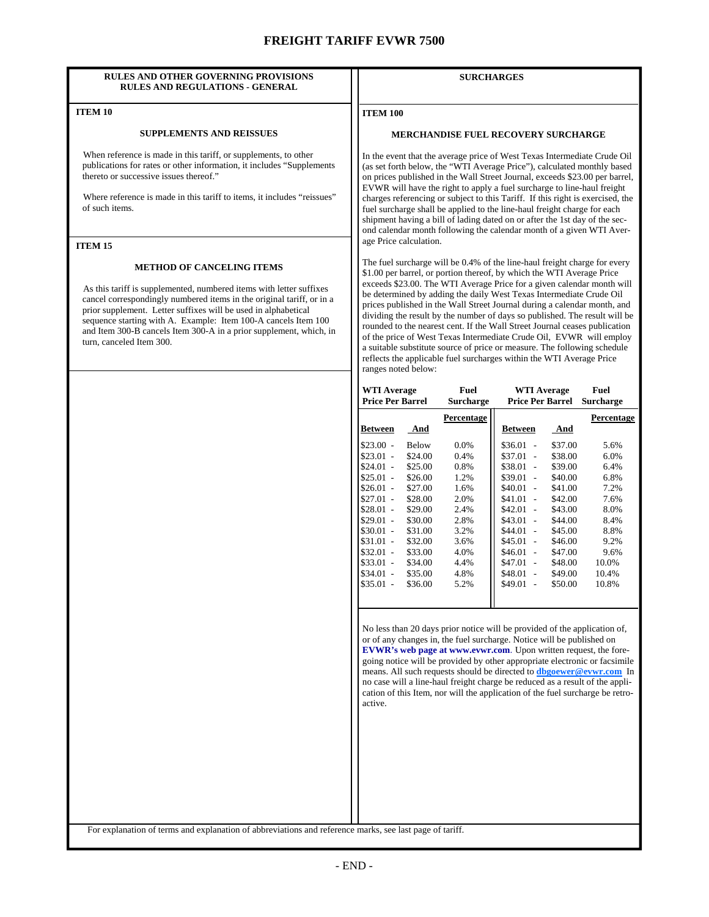# FREIGHT TARIFF EVWR 7500

## RULES AND OTHER GOVERNING PROVISIONS
## RULES AND REGULATIONS - GENERAL

### ITEM 10

#### SUPPLEMENTS AND REISSUES

When reference is made in this tariff, or supplements, to other publications for rates or other information, it includes "Supplements thereto or successive issues thereof."

Where reference is made in this tariff to items, it includes "reissues" of such items.

### ITEM 15

#### METHOD OF CANCELING ITEMS

As this tariff is supplemented, numbered items with letter suffixes cancel correspondingly numbered items in the original tariff, or in a prior supplement. Letter suffixes will be used in alphabetical sequence starting with A. Example: Item 100-A cancels Item 100 and Item 300-B cancels Item 300-A in a prior supplement, which, in turn, canceled Item 300.

## SURCHARGES

### ITEM 100

#### MERCHANDISE FUEL RECOVERY SURCHARGE

In the event that the average price of West Texas Intermediate Crude Oil (as set forth below, the "WTI Average Price"), calculated monthly based on prices published in the Wall Street Journal, exceeds $23.00 per barrel, EVWR will have the right to apply a fuel surcharge to line-haul freight charges referencing or subject to this Tariff. If this right is exercised, the fuel surcharge shall be applied to the line-haul freight charge for each shipment having a bill of lading dated on or after the 1st day of the second calendar month following the calendar month of a given WTI Average Price calculation.

The fuel surcharge will be 0.4% of the line-haul freight charge for every $1.00 per barrel, or portion thereof, by which the WTI Average Price exceeds $23.00. The WTI Average Price for a given calendar month will be determined by adding the daily West Texas Intermediate Crude Oil prices published in the Wall Street Journal during a calendar month, and dividing the result by the number of days so published. The result will be rounded to the nearest cent. If the Wall Street Journal ceases publication of the price of West Texas Intermediate Crude Oil, EVWR will employ a suitable substitute source of price or measure. The following schedule reflects the applicable fuel surcharges within the WTI Average Price ranges noted below:

| WTI Average Price Per Barrel | | Fuel Surcharge | WTI Average Price Per Barrel | | Fuel Surcharge |
|---|---|---|---|---|---|
| **Between** | **And** | **Percentage** | **Between** | **And** | **Percentage** |
| $23.00 - | Below | 0.0% | $36.01 - | $37.00 | 5.6% |
| $23.01 - | $24.00 | 0.4% | $37.01 - | $38.00 | 6.0% |
| $24.01 - | $25.00 | 0.8% | $38.01 - | $39.00 | 6.4% |
| $25.01 - | $26.00 | 1.2% | $39.01 - | $40.00 | 6.8% |
| $26.01 - | $27.00 | 1.6% | $40.01 - | $41.00 | 7.2% |
| $27.01 - | $28.00 | 2.0% | $41.01 - | $42.00 | 7.6% |
| $28.01 - | $29.00 | 2.4% | $42.01 - | $43.00 | 8.0% |
| $29.01 - | $30.00 | 2.8% | $43.01 - | $44.00 | 8.4% |
| $30.01 - | $31.00 | 3.2% | $44.01 - | $45.00 | 8.8% |
| $31.01 - | $32.00 | 3.6% | $45.01 - | $46.00 | 9.2% |
| $32.01 - | $33.00 | 4.0% | $46.01 - | $47.00 | 9.6% |
| $33.01 - | $34.00 | 4.4% | $47.01 - | $48.00 | 10.0% |
| $34.01 - | $35.00 | 4.8% | $48.01 - | $49.00 | 10.4% |
| $35.01 - | $36.00 | 5.2% | $49.01 - | $50.00 | 10.8% |

No less than 20 days prior notice will be provided of the application of, or of any changes in, the fuel surcharge. Notice will be published on **EVWR's web page at www.evwr.com**. Upon written request, the foregoing notice will be provided by other appropriate electronic or facsimile means. All such requests should be directed to **dbgoewer@evwr.com** In no case will a line-haul freight charge be reduced as a result of the application of this Item, nor will the application of the fuel surcharge be retroactive.

For explanation of terms and explanation of abbreviations and reference marks, see last page of tariff.

- END -